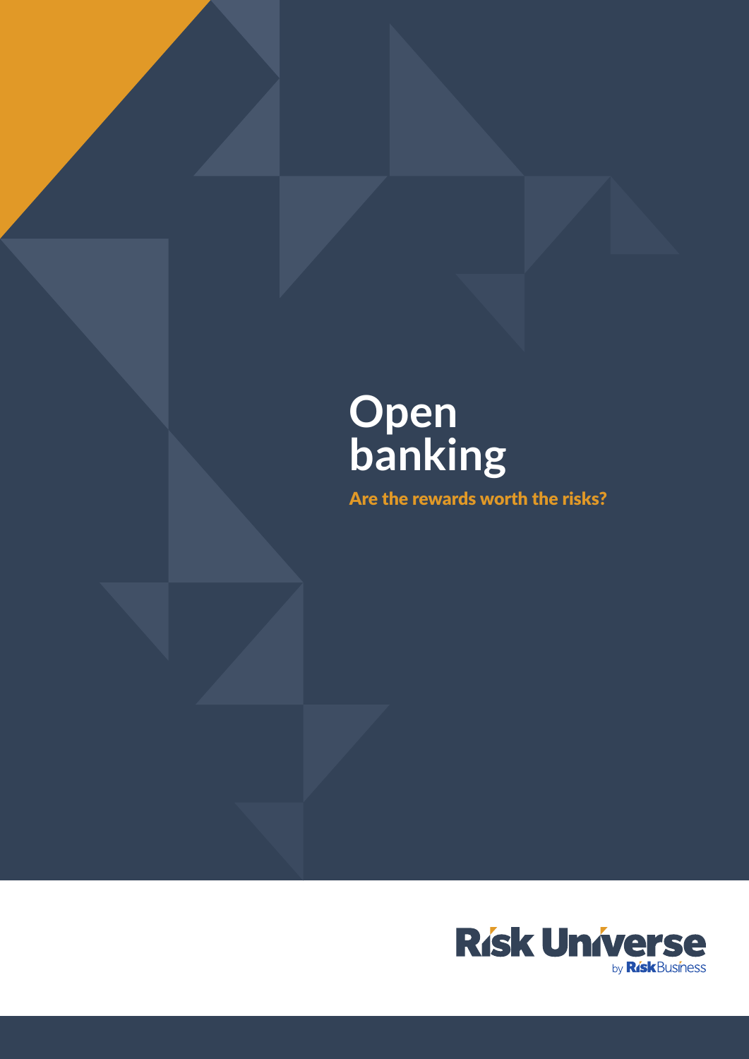# Open banking

## Are the rewards worth the risks?

Risk Universe by RiskBusiness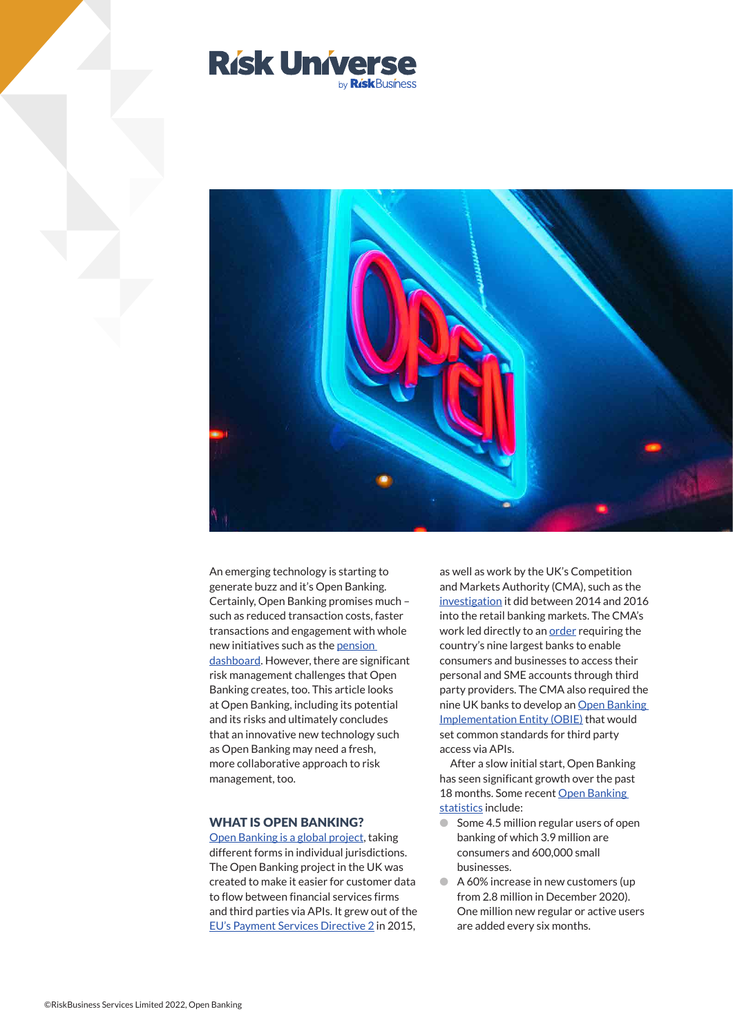An emerging technology is starting to generate buzz and it's Open Banking. Certainly, Open Banking promises much – such as reduced transaction costs, faster transactions and engagement with whole new initiatives such as the pension dashboard. However, there are significant risk management challenges that Open Banking creates, too. This article looks at Open Banking, including its potential and its risks and ultimately concludes that an innovative new technology such as Open Banking may need a fresh, more collaborative approach to risk management, too.

## WHAT IS OPEN BANKING?

Open Banking is a global project, taking different forms in individual jurisdictions. The Open Banking project in the UK was created to make it easier for customer data to flow between financial services firms and third parties via APIs. It grew out of the EU's Payment Services Directive 2 in 2015, as well as work by the UK's Competition and Markets Authority (CMA), such as the investigation it did between 2014 and 2016 into the retail banking markets. The CMA's work led directly to an order requiring the country's nine largest banks to enable consumers and businesses to access their personal and SME accounts through third party providers. The CMA also required the nine UK banks to develop an Open Banking Implementation Entity (OBIE) that would set common standards for third party access via APIs.

After a slow initial start, Open Banking has seen significant growth over the past 18 months. Some recent Open Banking statistics include:

- Some 4.5 million regular users of open banking of which 3.9 million are consumers and 600,000 small businesses.
- A 60% increase in new customers (up from 2.8 million in December 2020). One million new regular or active users are added every six months.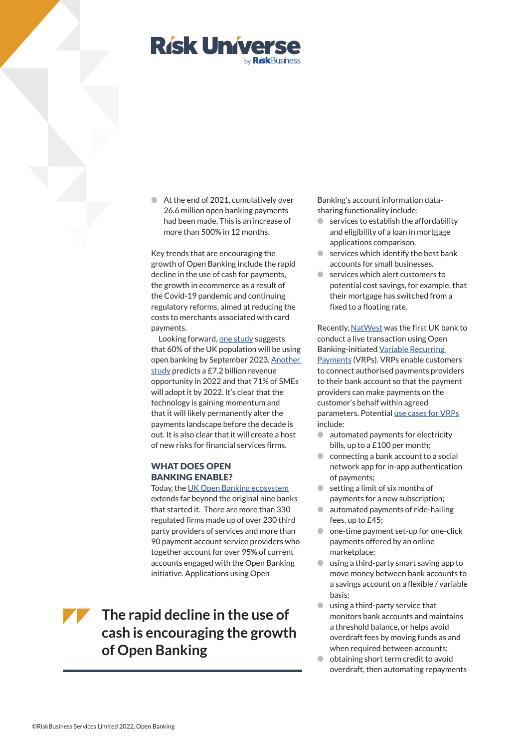- At the end of 2021, cumulatively over 26.6 million open banking payments had been made. This is an increase of more than 500% in 12 months.

Key trends that are encouraging the growth of Open Banking include the rapid decline in the use of cash for payments, the growth in ecommerce as a result of the Covid-19 pandemic and continuing regulatory reforms, aimed at reducing the costs to merchants associated with card payments.

Looking forward, one study suggests that 60% of the UK population will be using open banking by September 2023. Another study predicts a £7.2 billion revenue opportunity in 2022 and that 71% of SMEs will adopt it by 2022. It's clear that the technology is gaining momentum and that it will likely permanently alter the payments landscape before the decade is out. It is also clear that it will create a host of new risks for financial services firms.

## WHAT DOES OPEN BANKING ENABLE?

Today, the UK Open Banking ecosystem extends far beyond the original nine banks that started it. There are more than 330 regulated firms made up of over 230 third party providers of services and more than 90 payment account service providers who together account for over 95% of current accounts engaged with the Open Banking initiative. Applications using Open Banking's account information data-sharing functionality include:

- services to establish the affordability and eligibility of a loan in mortgage applications comparison.
- services which identify the best bank accounts for small businesses.
- services which alert customers to potential cost savings, for example, that their mortgage has switched from a fixed to a floating rate.

> **The rapid decline in the use of cash is encouraging the growth of Open Banking**

Recently, NatWest was the first UK bank to conduct a live transaction using Open Banking-initiated Variable Recurring Payments (VRPs). VRPs enable customers to connect authorised payments providers to their bank account so that the payment providers can make payments on the customer's behalf within agreed parameters. Potential use cases for VRPs include:

- automated payments for electricity bills, up to a £100 per month;
- connecting a bank account to a social network app for in-app authentication of payments;
- setting a limit of six months of payments for a new subscription;
- automated payments of ride-hailing fees, up to £45;
- one-time payment set-up for one-click payments offered by an online marketplace;
- using a third-party smart saving app to move money between bank accounts to a savings account on a flexible / variable basis;
- using a third-party service that monitors bank accounts and maintains a threshold balance, or helps avoid overdraft fees by moving funds as and when required between accounts;
- obtaining short term credit to avoid overdraft, then automating repayments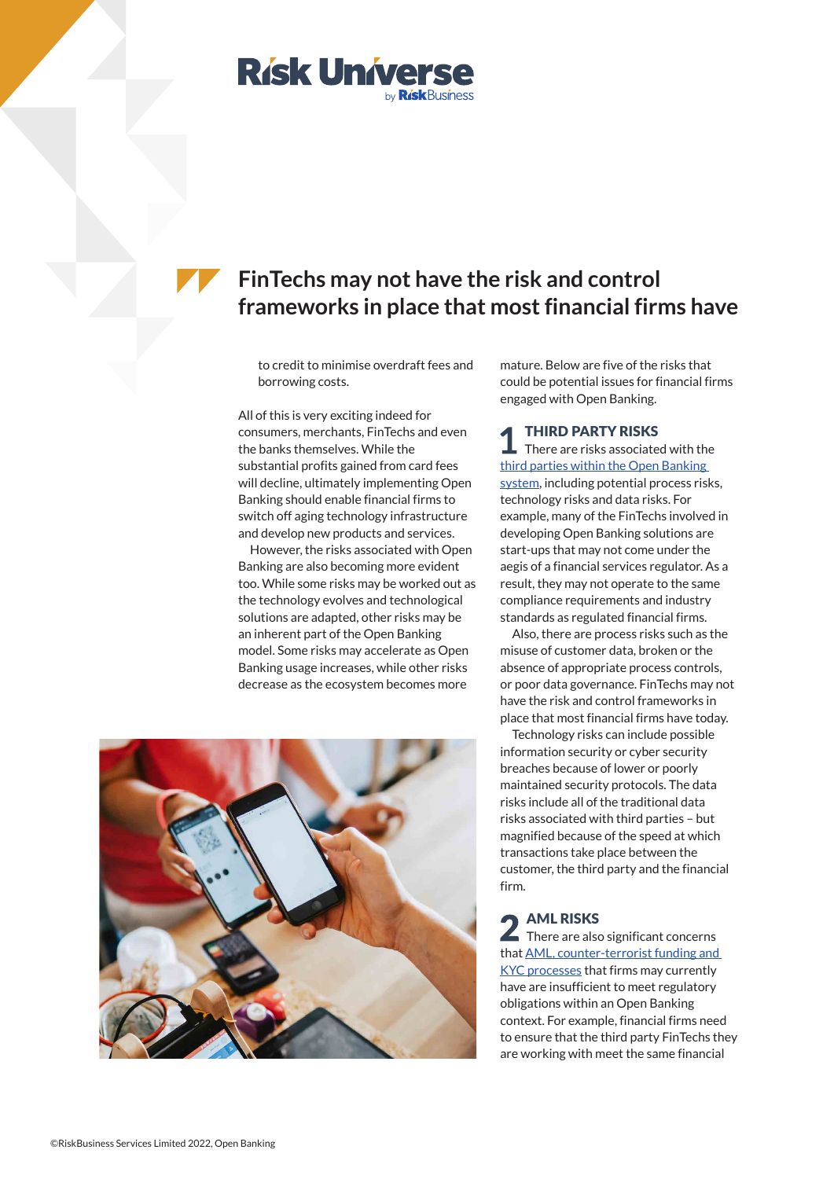> **FinTechs may not have the risk and control frameworks in place that most financial firms have**

to credit to minimise overdraft fees and borrowing costs.

All of this is very exciting indeed for consumers, merchants, FinTechs and even the banks themselves. While the substantial profits gained from card fees will decline, ultimately implementing Open Banking should enable financial firms to switch off aging technology infrastructure and develop new products and services.

However, the risks associated with Open Banking are also becoming more evident too. While some risks may be worked out as the technology evolves and technological solutions are adapted, other risks may be an inherent part of the Open Banking model. Some risks may accelerate as Open Banking usage increases, while other risks decrease as the ecosystem becomes more mature. Below are five of the risks that could be potential issues for financial firms engaged with Open Banking.

## 1 THIRD PARTY RISKS

There are risks associated with the [third parties within the Open Banking system](), including potential process risks, technology risks and data risks. For example, many of the FinTechs involved in developing Open Banking solutions are start-ups that may not come under the aegis of a financial services regulator. As a result, they may not operate to the same compliance requirements and industry standards as regulated financial firms.

Also, there are process risks such as the misuse of customer data, broken or the absence of appropriate process controls, or poor data governance. FinTechs may not have the risk and control frameworks in place that most financial firms have today.

Technology risks can include possible information security or cyber security breaches because of lower or poorly maintained security protocols. The data risks include all of the traditional data risks associated with third parties – but magnified because of the speed at which transactions take place between the customer, the third party and the financial firm.

## 2 AML RISKS

There are also significant concerns that [AML, counter-terrorist funding and KYC processes]() that firms may currently have are insufficient to meet regulatory obligations within an Open Banking context. For example, financial firms need to ensure that the third party FinTechs they are working with meet the same financial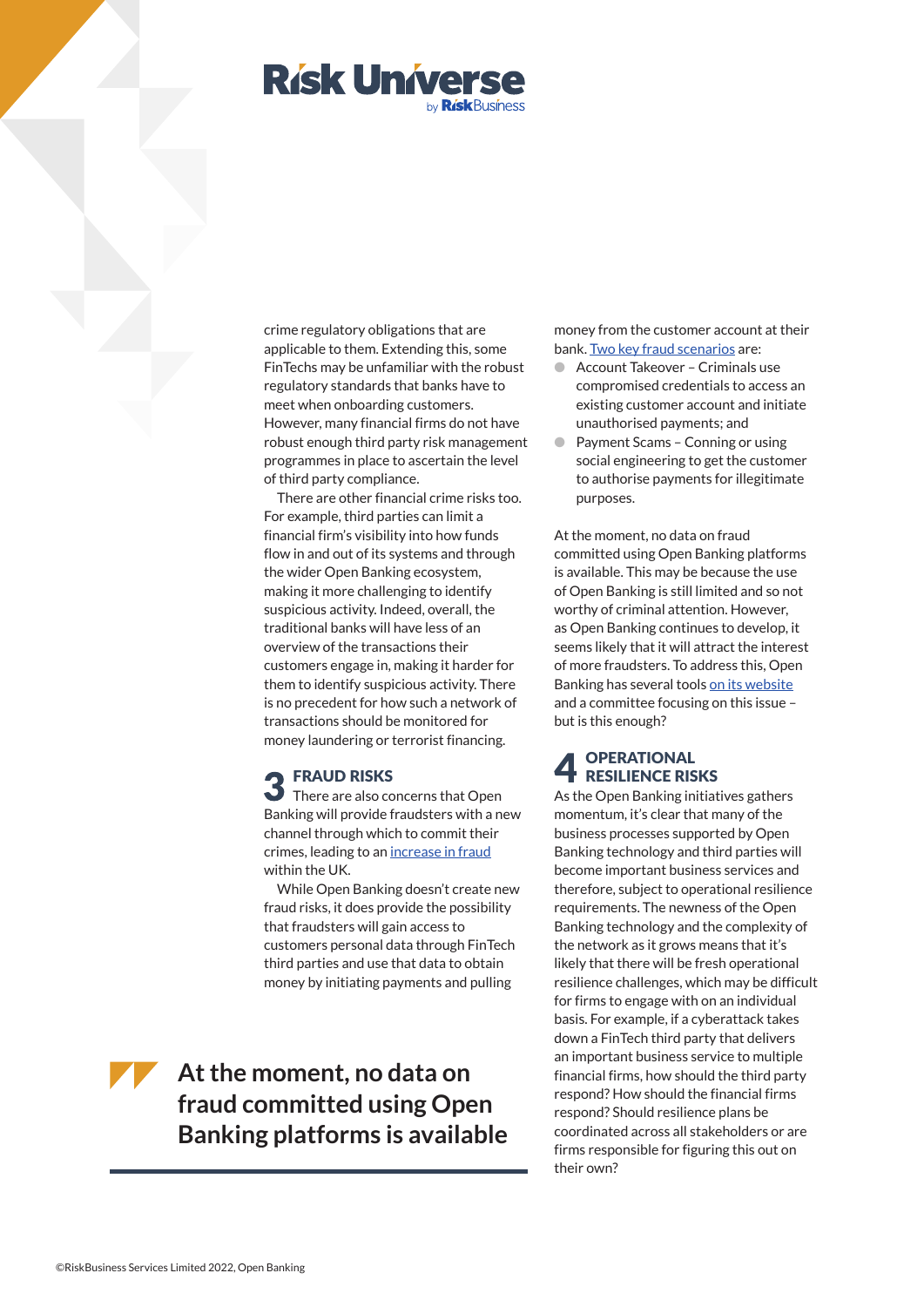crime regulatory obligations that are applicable to them. Extending this, some FinTechs may be unfamiliar with the robust regulatory standards that banks have to meet when onboarding customers. However, many financial firms do not have robust enough third party risk management programmes in place to ascertain the level of third party compliance.

There are other financial crime risks too. For example, third parties can limit a financial firm's visibility into how funds flow in and out of its systems and through the wider Open Banking ecosystem, making it more challenging to identify suspicious activity. Indeed, overall, the traditional banks will have less of an overview of the transactions their customers engage in, making it harder for them to identify suspicious activity. There is no precedent for how such a network of transactions should be monitored for money laundering or terrorist financing.

## 3 FRAUD RISKS

There are also concerns that Open Banking will provide fraudsters with a new channel through which to commit their crimes, leading to an increase in fraud within the UK.

While Open Banking doesn't create new fraud risks, it does provide the possibility that fraudsters will gain access to customers personal data through FinTech third parties and use that data to obtain money by initiating payments and pulling money from the customer account at their bank. Two key fraud scenarios are:

- Account Takeover – Criminals use compromised credentials to access an existing customer account and initiate unauthorised payments; and
- Payment Scams – Conning or using social engineering to get the customer to authorise payments for illegitimate purposes.

At the moment, no data on fraud committed using Open Banking platforms is available. This may be because the use of Open Banking is still limited and so not worthy of criminal attention. However, as Open Banking continues to develop, it seems likely that it will attract the interest of more fraudsters. To address this, Open Banking has several tools on its website and a committee focusing on this issue – but is this enough?

> **At the moment, no data on fraud committed using Open Banking platforms is available**

## 4 OPERATIONAL RESILIENCE RISKS

As the Open Banking initiatives gathers momentum, it's clear that many of the business processes supported by Open Banking technology and third parties will become important business services and therefore, subject to operational resilience requirements. The newness of the Open Banking technology and the complexity of the network as it grows means that it's likely that there will be fresh operational resilience challenges, which may be difficult for firms to engage with on an individual basis. For example, if a cyberattack takes down a FinTech third party that delivers an important business service to multiple financial firms, how should the third party respond? How should the financial firms respond? Should resilience plans be coordinated across all stakeholders or are firms responsible for figuring this out on their own?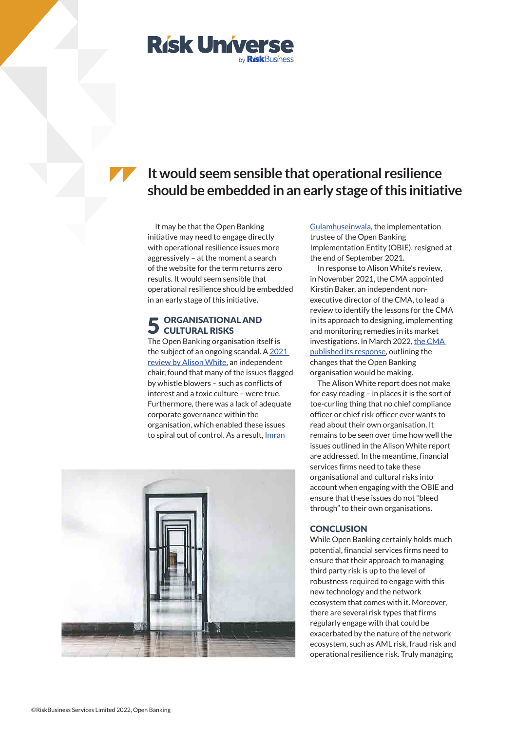> It would seem sensible that operational resilience should be embedded in an early stage of this initiative

It may be that the Open Banking initiative may need to engage directly with operational resilience issues more aggressively – at the moment a search of the website for the term returns zero results. It would seem sensible that operational resilience should be embedded in an early stage of this initiative.

## 5 ORGANISATIONAL AND CULTURAL RISKS

The Open Banking organisation itself is the subject of an ongoing scandal. A 2021 review by Alison White, an independent chair, found that many of the issues flagged by whistle blowers – such as conflicts of interest and a toxic culture – were true. Furthermore, there was a lack of adequate corporate governance within the organisation, which enabled these issues to spiral out of control. As a result, Imran Gulamhuseinwala, the implementation trustee of the Open Banking Implementation Entity (OBIE), resigned at the end of September 2021.

In response to Alison White's review, in November 2021, the CMA appointed Kirstin Baker, an independent non-executive director of the CMA, to lead a review to identify the lessons for the CMA in its approach to designing, implementing and monitoring remedies in its market investigations. In March 2022, the CMA published its response, outlining the changes that the Open Banking organisation would be making.

The Alison White report does not make for easy reading – in places it is the sort of toe-curling thing that no chief compliance officer or chief risk officer ever wants to read about their own organisation. It remains to be seen over time how well the issues outlined in the Alison White report are addressed. In the meantime, financial services firms need to take these organisational and cultural risks into account when engaging with the OBIE and ensure that these issues do not "bleed through" to their own organisations.

## CONCLUSION

While Open Banking certainly holds much potential, financial services firms need to ensure that their approach to managing third party risk is up to the level of robustness required to engage with this new technology and the network ecosystem that comes with it. Moreover, there are several risk types that firms regularly engage with that could be exacerbated by the nature of the network ecosystem, such as AML risk, fraud risk and operational resilience risk. Truly managing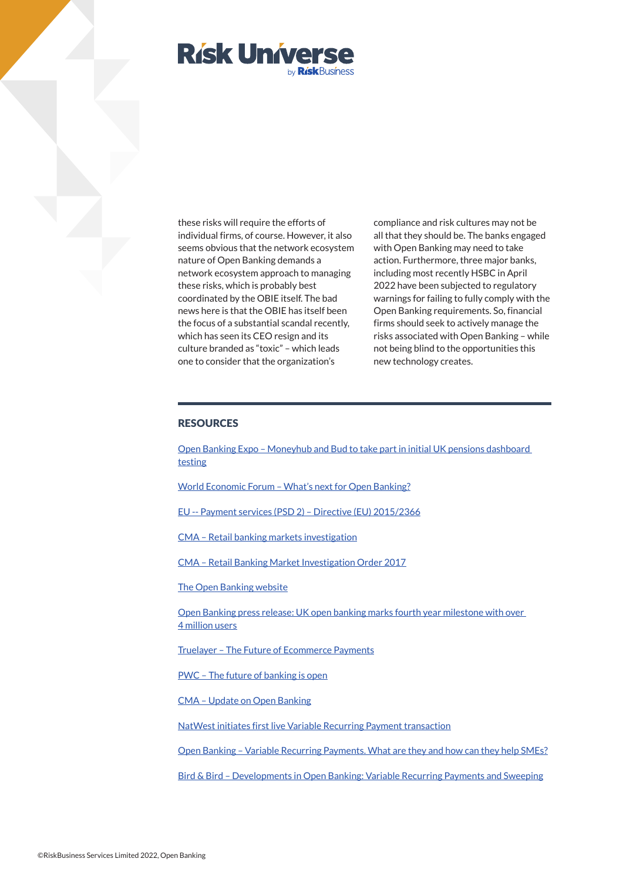these risks will require the efforts of individual firms, of course. However, it also seems obvious that the network ecosystem nature of Open Banking demands a network ecosystem approach to managing these risks, which is probably best coordinated by the OBIE itself. The bad news here is that the OBIE has itself been the focus of a substantial scandal recently, which has seen its CEO resign and its culture branded as "toxic" – which leads one to consider that the organization's compliance and risk cultures may not be all that they should be. The banks engaged with Open Banking may need to take action. Furthermore, three major banks, including most recently HSBC in April 2022 have been subjected to regulatory warnings for failing to fully comply with the Open Banking requirements. So, financial firms should seek to actively manage the risks associated with Open Banking – while not being blind to the opportunities this new technology creates.

---

## RESOURCES

Open Banking Expo – Moneyhub and Bud to take part in initial UK pensions dashboard testing

World Economic Forum – What's next for Open Banking?

EU -- Payment services (PSD 2) – Directive (EU) 2015/2366

CMA – Retail banking markets investigation

CMA – Retail Banking Market Investigation Order 2017

The Open Banking website

Open Banking press release: UK open banking marks fourth year milestone with over 4 million users

Truelayer – The Future of Ecommerce Payments

PWC – The future of banking is open

CMA – Update on Open Banking

NatWest initiates first live Variable Recurring Payment transaction

Open Banking – Variable Recurring Payments. What are they and how can they help SMEs?

Bird & Bird – Developments in Open Banking: Variable Recurring Payments and Sweeping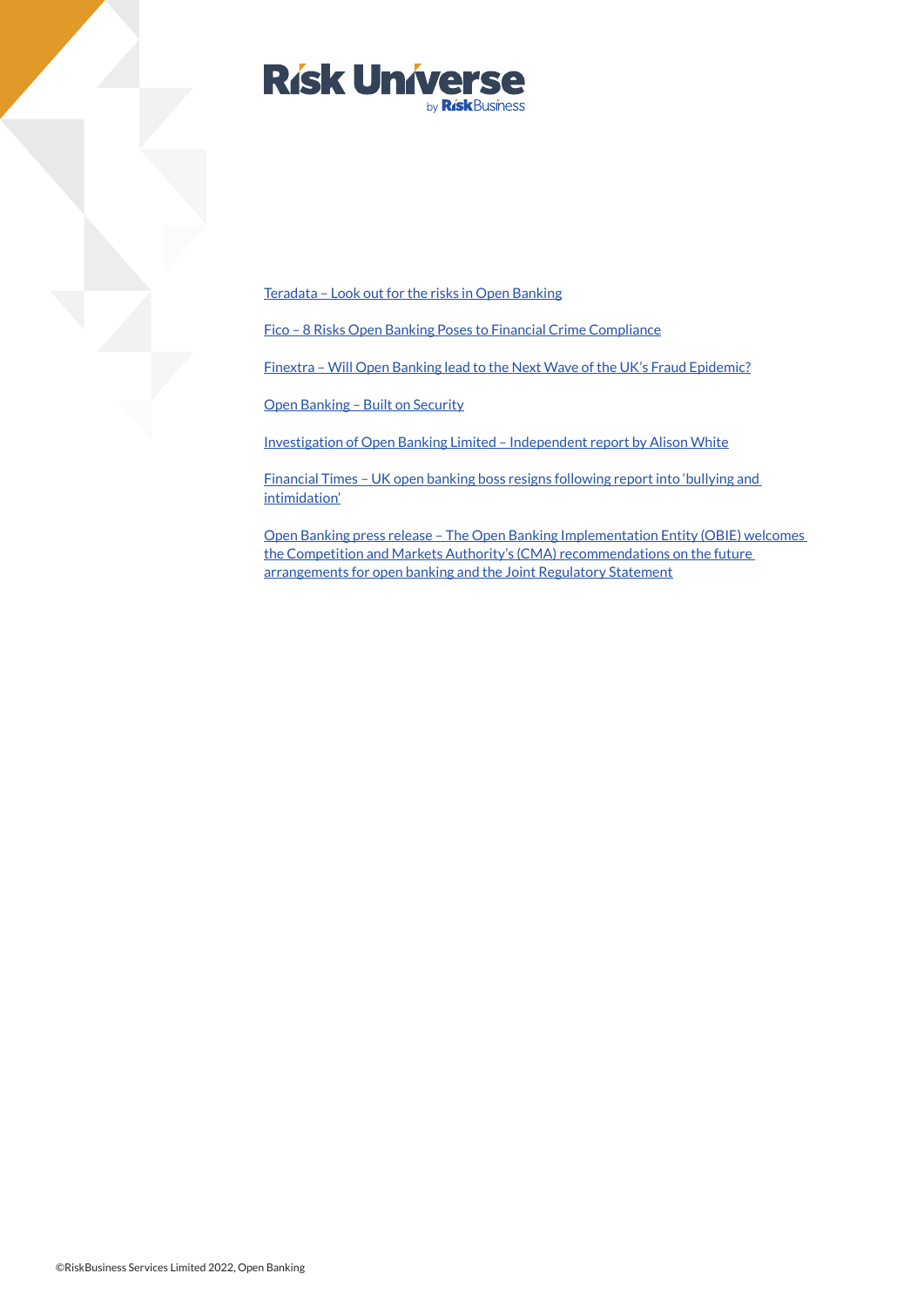Teradata – Look out for the risks in Open Banking

Fico – 8 Risks Open Banking Poses to Financial Crime Compliance

Finextra – Will Open Banking lead to the Next Wave of the UK's Fraud Epidemic?

Open Banking – Built on Security

Investigation of Open Banking Limited – Independent report by Alison White

Financial Times – UK open banking boss resigns following report into 'bullying and intimidation'

Open Banking press release – The Open Banking Implementation Entity (OBIE) welcomes the Competition and Markets Authority's (CMA) recommendations on the future arrangements for open banking and the Joint Regulatory Statement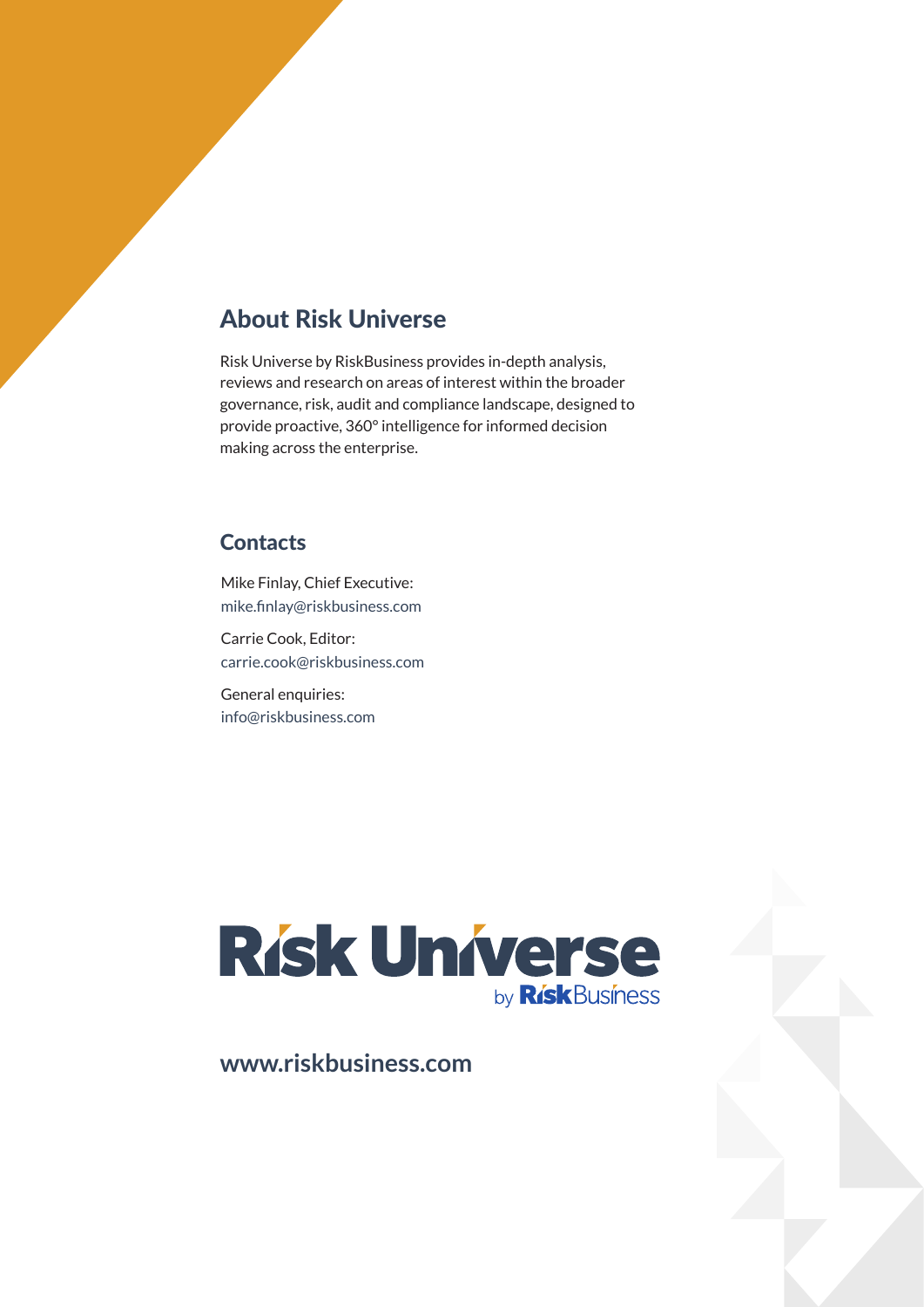## About Risk Universe

Risk Universe by RiskBusiness provides in-depth analysis, reviews and research on areas of interest within the broader governance, risk, audit and compliance landscape, designed to provide proactive, 360° intelligence for informed decision making across the enterprise.

## Contacts

Mike Finlay, Chief Executive:
mike.finlay@riskbusiness.com

Carrie Cook, Editor:
carrie.cook@riskbusiness.com

General enquiries:
info@riskbusiness.com

Risk Universe by RiskBusiness

**www.riskbusiness.com**